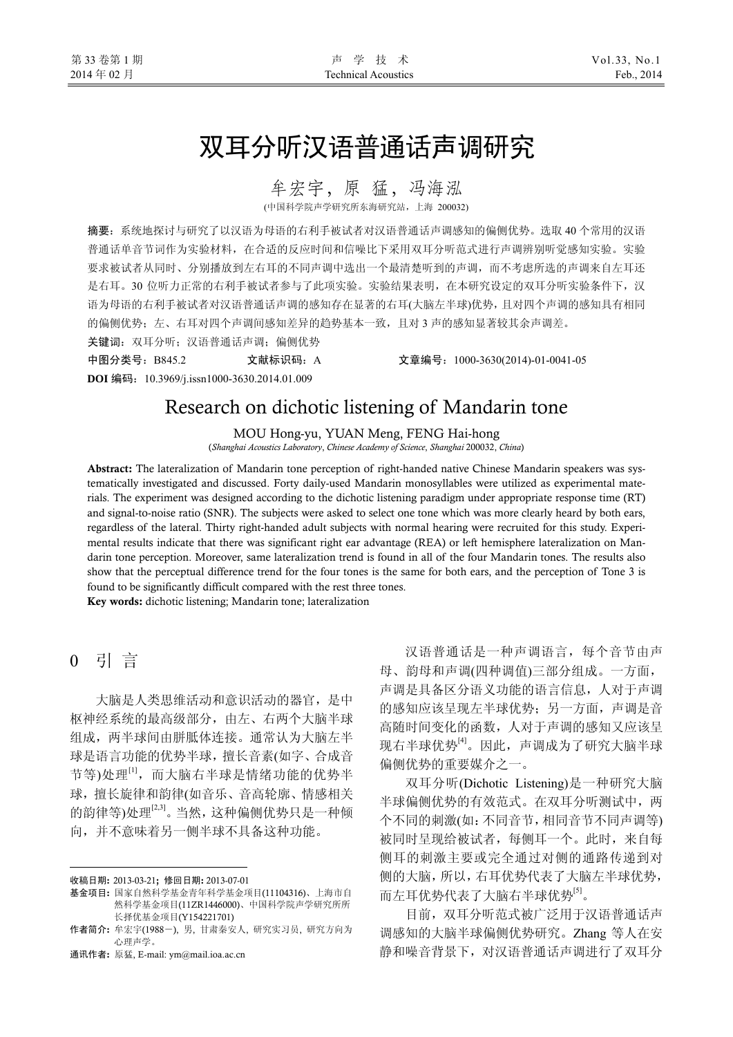# 双耳分听汉语普通话声调研究

牟宏宇，原　猛，冯海泓

(中国科学院声学研究所东海研究站，上海 200032)

**摘要：** 系统地探讨与研究了以汉语为母语的右利手被试者对汉语普通话声调感知的偏侧优势。选取 40 个常用的汉语普通话单音节词作为实验材料，在合适的反应时间和信噪比下采用双耳分听范式进行声调辨别听觉感知实验。实验要求被试者从同时、分别播放到左右耳的不同声调中选出一个最清楚听到的声调，而不考虑所选的声调来自左耳还是右耳。30 位听力正常的右利手被试者参与了此项实验。实验结果表明，在本研究设定的双耳分听实验条件下，汉语为母语的右利手被试者对汉语普通话声调的感知存在显著的右耳(大脑左半球)优势，且对四个声调的感知具有相同的偏侧优势；左、右耳对四个声调间感知差异的趋势基本一致，且对 3 声的感知显著较其余声调差。

**关键词：** 双耳分听；汉语普通话声调；偏侧优势

**中图分类号：** B845.2　　**文献标识码：** A　　**文章编号：** 1000-3630(2014)-01-0041-05

**DOI 编码：** 10.3969/j.issn1000-3630.2014.01.009

# Research on dichotic listening of Mandarin tone

MOU Hong-yu, YUAN Meng, FENG Hai-hong

(*Shanghai Acoustics Laboratory*, *Chinese Academy of Science*, *Shanghai* 200032, *China*)

**Abstract:** The lateralization of Mandarin tone perception of right-handed native Chinese Mandarin speakers was systematically investigated and discussed. Forty daily-used Mandarin monosyllables were utilized as experimental materials. The experiment was designed according to the dichotic listening paradigm under appropriate response time (RT) and signal-to-noise ratio (SNR). The subjects were asked to select one tone which was more clearly heard by both ears, regardless of the lateral. Thirty right-handed adult subjects with normal hearing were recruited for this study. Experimental results indicate that there was significant right ear advantage (REA) or left hemisphere lateralization on Mandarin tone perception. Moreover, same lateralization trend is found in all of the four Mandarin tones. The results also show that the perceptual difference trend for the four tones is the same for both ears, and the perception of Tone 3 is found to be significantly difficult compared with the rest three tones.

**Key words:** dichotic listening; Mandarin tone; lateralization

## 0　引　言

大脑是人类思维活动和意识活动的器官，是中枢神经系统的最高级部分，由左、右两个大脑半球组成，两半球间由胼胝体连接。通常认为大脑左半球是语言功能的优势半球，擅长音素(如字、合成音节等)处理[1]，而大脑右半球是情绪功能的优势半球，擅长旋律和韵律(如音乐、音高轮廓、情感相关的韵律等)处理[2,3]。当然，这种偏侧优势只是一种倾向，并不意味着另一侧半球不具备这种功能。

汉语普通话是一种声调语言，每个音节由声母、韵母和声调(四种调值)三部分组成。一方面，声调是具备区分语义功能的语言信息，人对于声调的感知应该呈现左半球优势；另一方面，声调是音高随时间变化的函数，人对于声调的感知又应该呈现右半球优势[4]。因此，声调成为了研究大脑半球偏侧优势的重要媒介之一。

双耳分听(Dichotic Listening)是一种研究大脑半球偏侧优势的有效范式。在双耳分听测试中，两个不同的刺激(如：不同音节，相同音节不同声调等)被同时呈现给被试者，每侧耳一个。此时，来自每侧耳的刺激主要或完全通过对侧的通路传递到对侧的大脑，所以，右耳优势代表了大脑左半球优势，而左耳优势代表了大脑右半球优势[5]。

目前，双耳分听范式被广泛用于汉语普通话声调感知的大脑半球偏侧优势研究。Zhang 等人在安静和噪音背景下，对汉语普通话声调进行了双耳分

---

收稿日期：2013-03-21；修回日期：2013-07-01

基金项目：国家自然科学基金青年科学基金项目(11104316)、上海市自然科学基金项目(11ZR1446000)、中国科学院声学研究所所长择优基金项目(Y154221701)

作者简介：牟宏宇(1988－)，男，甘肃秦安人，研究实习员，研究方向为心理声学。

通讯作者：原猛，E-mail: ym@mail.ioa.ac.cn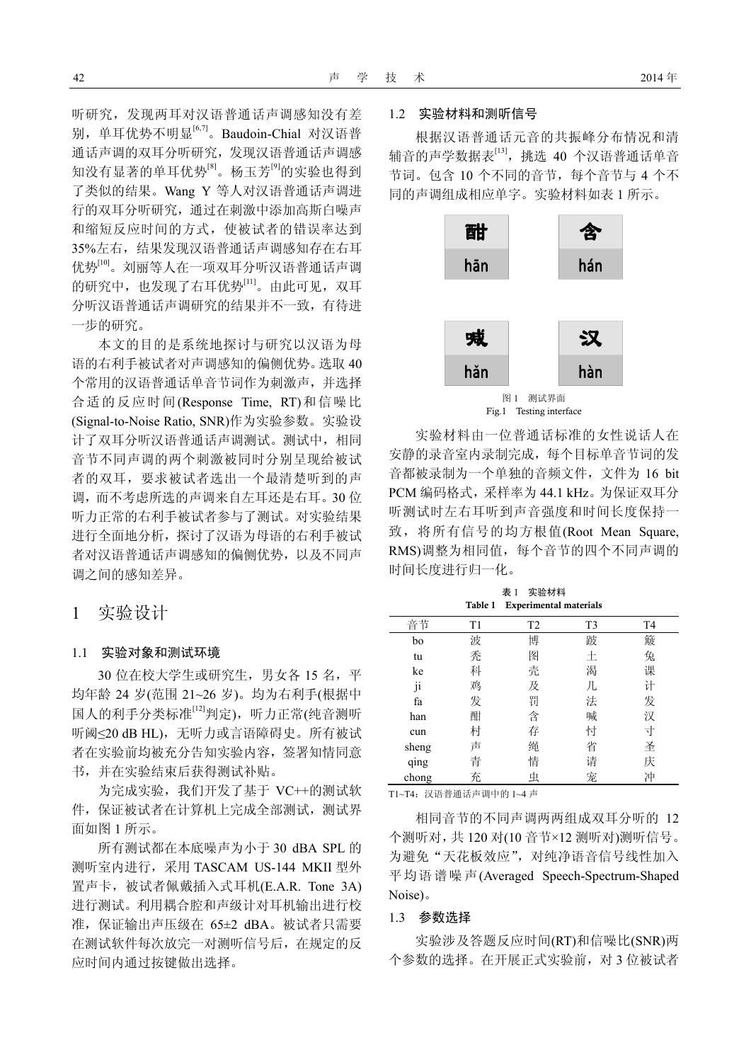听研究，发现两耳对汉语普通话声调感知没有差别，单耳优势不明显[6,7]。Baudoin-Chial 对汉语普通话声调的双耳分听研究，发现汉语普通话声调感知没有显著的单耳优势[8]。杨玉芳[9]的实验也得到了类似的结果。Wang Y 等人对汉语普通话声调进行的双耳分听研究，通过在刺激中添加高斯白噪声和缩短反应时间的方式，使被试者的错误率达到35%左右，结果发现汉语普通话声调感知存在右耳优势[10]。刘丽等人在一项双耳分听汉语普通话声调的研究中，也发现了右耳优势[11]。由此可见，双耳分听汉语普通话声调研究的结果并不一致，有待进一步的研究。

本文的目的是系统地探讨与研究以汉语为母语的右利手被试者对声调感知的偏侧优势。选取 40 个常用的汉语普通话单音节词作为刺激声，并选择合适的反应时间(Response Time, RT)和信噪比(Signal-to-Noise Ratio, SNR)作为实验参数。实验设计了双耳分听汉语普通话声调测试。测试中，相同音节不同声调的两个刺激被同时分别呈现给被试者的双耳，要求被试者选出一个最清楚听到的声调，而不考虑所选的声调来自左耳还是右耳。30 位听力正常的右利手被试者参与了测试。对实验结果进行全面地分析，探讨了汉语为母语的右利手被试者对汉语普通话声调感知的偏侧优势，以及不同声调之间的感知差异。

# 1 实验设计

## 1.1 实验对象和测试环境

30 位在校大学生或研究生，男女各 15 名，平均年龄 24 岁(范围 21~26 岁)。均为右利手(根据中国人的利手分类标准[12]判定)，听力正常(纯音测听听阈≤20 dB HL)，无听力或言语障碍史。所有被试者在实验前均被充分告知实验内容，签署知情同意书，并在实验结束后获得测试补贴。

为完成实验，我们开发了基于 VC++的测试软件，保证被试者在计算机上完成全部测试，测试界面如图 1 所示。

所有测试都在本底噪声为小于 30 dBA SPL 的测听室内进行，采用 TASCAM US-144 MKII 型外置声卡，被试者佩戴插入式耳机(E.A.R. Tone 3A)进行测试。利用耦合腔和声级计对耳机输出进行校准，保证输出声压级在 65±2 dBA。被试者只需要在测试软件每次放完一对测听信号后，在规定的反应时间内通过按键做出选择。

## 1.2 实验材料和测听信号

根据汉语普通话元音的共振峰分布情况和清辅音的声学数据表[13]，挑选 40 个汉语普通话单音节词。包含 10 个不同的音节，每个音节与 4 个不同的声调组成相应单字。实验材料如表 1 所示。

酣
hān

含
hán

喊
hǎn

汉
hàn

图 1　测试界面
Fig.1　Testing interface

实验材料由一位普通话标准的女性说话人在安静的录音室内录制完成，每个目标单音节词的发音都被录制为一个单独的音频文件，文件为 16 bit PCM 编码格式，采样率为 44.1 kHz。为保证双耳分听测试时左右耳所听到声音强度和时间长度保持一致，将所有信号的均方根值(Root Mean Square, RMS)调整为相同值，每个音节的四个不同声调的时间长度进行归一化。

**表 1　实验材料**
**Table 1　Experimental materials**

| 音节 | T1 | T2 | T3 | T4 |
|---|---|---|---|---|
| bo | 波 | 博 | 跛 | 簸 |
| tu | 秃 | 图 | 土 | 兔 |
| ke | 科 | 壳 | 渴 | 课 |
| ji | 鸡 | 及 | 几 | 计 |
| fa | 发 | 罚 | 法 | 发 |
| han | 酣 | 含 | 喊 | 汉 |
| cun | 村 | 存 | 忖 | 寸 |
| sheng | 声 | 绳 | 省 | 圣 |
| qing | 青 | 情 | 请 | 庆 |
| chong | 充 | 虫 | 宠 | 冲 |

T1~T4：汉语普通话声调中的 1~4 声

相同音节的不同声调两两组成双耳分听的 12 个测听对，共 120 对(10 音节×12 测听对)测听信号。为避免“天花板效应”，对纯净语音信号线性加入平均语谱噪声(Averaged Speech-Spectrum-Shaped Noise)。

## 1.3 参数选择

实验涉及答题反应时间(RT)和信噪比(SNR)两个参数的选择。在开展正式实验前，对 3 位被试者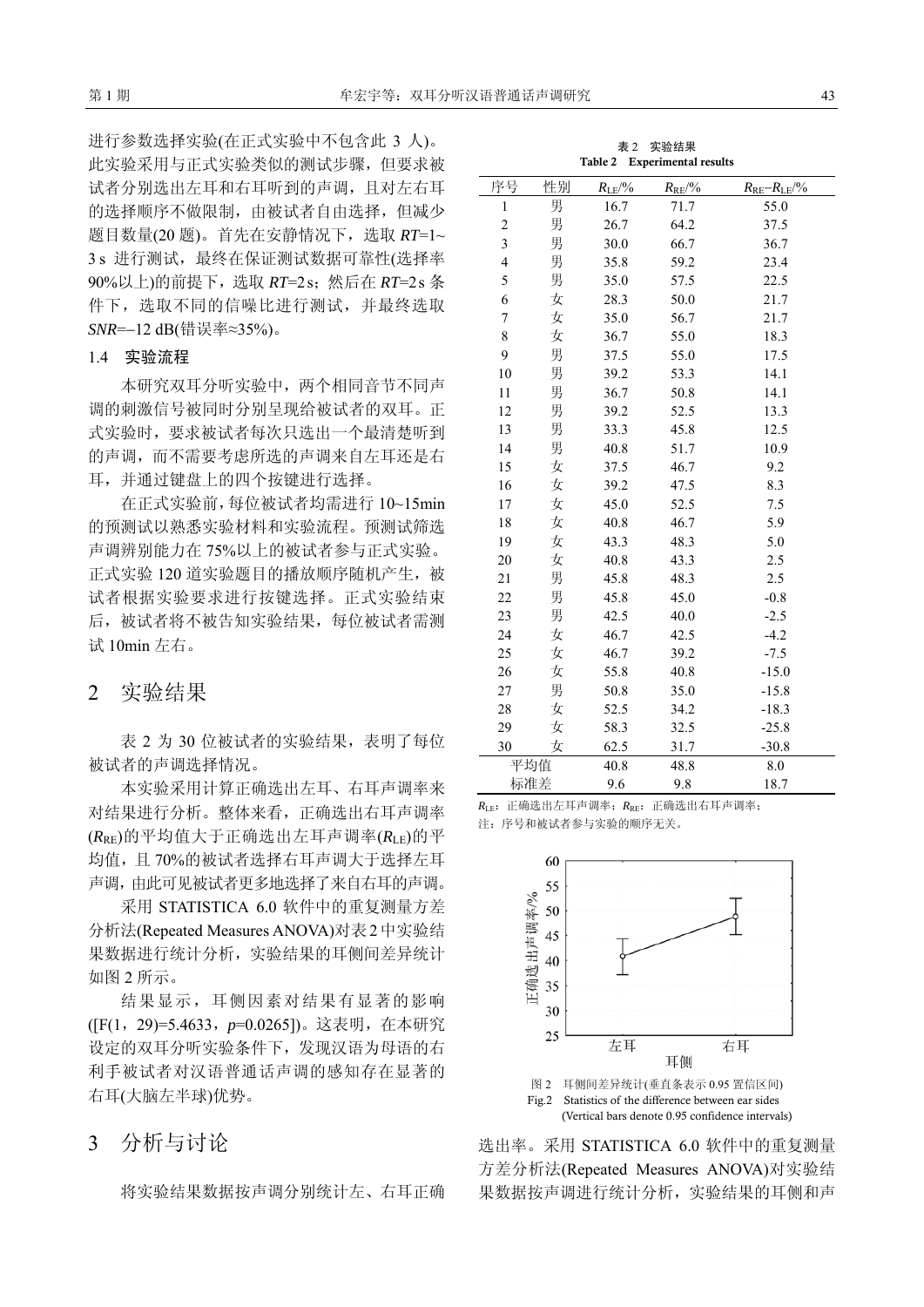进行参数选择实验(在正式实验中不包含此 3 人)。此实验采用与正式实验类似的测试步骤，但要求被试者分别选出左耳和右耳听到的声调，且对左右耳的选择顺序不做限制，由被试者自由选择，但减少题目数量(20 题)。首先在安静情况下，选取 $RT$=1~3 s 进行测试，最终在保证测试数据可靠性(选择率 90%以上)的前提下，选取 $RT$=2 s；然后在 $RT$=2 s 条件下，选取不同的信噪比进行测试，并最终选取 $SNR$=−12 dB(错误率≈35%)。

### 1.4 实验流程

本研究双耳分听实验中，两个相同音节不同声调的刺激信号被同时分别呈现给被试者的双耳。正式实验时，要求被试者每次只选出一个最清楚听到的声调，而不需要考虑所选的声调来自左耳还是右耳，并通过键盘上的四个按键进行选择。

在正式实验前，每位被试者均需进行 10~15min 的预测试以熟悉实验材料和实验流程。预测试筛选声调辨别能力在 75%以上的被试者参与正式实验。正式实验 120 道实验题目的播放顺序随机产生，被试者根据实验要求进行按键选择。正式实验结束后，被试者将不被告知实验结果，每位被试者需测试 10min 左右。

## 2 实验结果

表 2 为 30 位被试者的实验结果，表明了每位被试者的声调选择情况。

表 2 实验结果
Table 2 Experimental results

| 序号 | 性别 | $R_{LE}$/% | $R_{RE}$/% | $R_{RE}-R_{LE}$/% |
|---|---|---|---|---|
| 1 | 男 | 16.7 | 71.7 | 55.0 |
| 2 | 男 | 26.7 | 64.2 | 37.5 |
| 3 | 男 | 30.0 | 66.7 | 36.7 |
| 4 | 男 | 35.8 | 59.2 | 23.4 |
| 5 | 男 | 35.0 | 57.5 | 22.5 |
| 6 | 女 | 28.3 | 50.0 | 21.7 |
| 7 | 女 | 35.0 | 56.7 | 21.7 |
| 8 | 女 | 36.7 | 55.0 | 18.3 |
| 9 | 男 | 37.5 | 55.0 | 17.5 |
| 10 | 男 | 39.2 | 53.3 | 14.1 |
| 11 | 男 | 36.7 | 50.8 | 14.1 |
| 12 | 男 | 39.2 | 52.5 | 13.3 |
| 13 | 男 | 33.3 | 45.8 | 12.5 |
| 14 | 男 | 40.8 | 51.7 | 10.9 |
| 15 | 女 | 37.5 | 46.7 | 9.2 |
| 16 | 女 | 39.2 | 47.5 | 8.3 |
| 17 | 女 | 45.0 | 52.5 | 7.5 |
| 18 | 女 | 40.8 | 46.7 | 5.9 |
| 19 | 女 | 43.3 | 48.3 | 5.0 |
| 20 | 女 | 40.8 | 43.3 | 2.5 |
| 21 | 男 | 45.8 | 48.3 | 2.5 |
| 22 | 男 | 45.8 | 45.0 | -0.8 |
| 23 | 男 | 42.5 | 40.0 | -2.5 |
| 24 | 女 | 46.7 | 42.5 | -4.2 |
| 25 | 女 | 46.7 | 39.2 | -7.5 |
| 26 | 女 | 55.8 | 40.8 | -15.0 |
| 27 | 男 | 50.8 | 35.0 | -15.8 |
| 28 | 女 | 52.5 | 34.2 | -18.3 |
| 29 | 女 | 58.3 | 32.5 | -25.8 |
| 30 | 女 | 62.5 | 31.7 | -30.8 |
| 平均值 | | 40.8 | 48.8 | 8.0 |
| 标准差 | | 9.6 | 9.8 | 18.7 |

$R_{LE}$：正确选出左耳声调率；$R_{RE}$：正确选出右耳声调率；
注：序号和被试者参与实验的顺序无关。

本实验采用计算正确选出左耳、右耳声调率来对结果进行分析。整体来看，正确选出右耳声调率($R_{RE}$)的平均值大于正确选出左耳声调率($R_{LE}$)的平均值，且 70%的被试者选择右耳声调大于选择左耳声调，由此可见被试者更多地选择了来自右耳的声调。

采用 STATISTICA 6.0 软件中的重复测量方差分析法(Repeated Measures ANOVA)对表 2 中实验结果数据进行统计分析，实验结果的耳侧间差异统计如图 2 所示。

60
55
50
45
40
35
30
25
正确选出声调率/%
左耳
右耳
耳侧

图 2 耳侧间差异统计(垂直条表示 0.95 置信区间)
Fig.2 Statistics of the difference between ear sides
(Vertical bars denote 0.95 confidence intervals)

结果显示，耳侧因素对结果有显著的影响([$F(1, 29)=5.4633$, $p=0.0265$])。这表明，在本研究设定的双耳分听实验条件下，发现汉语为母语的右利手被试者对汉语普通话声调的感知存在显著的右耳(大脑左半球)优势。

## 3 分析与讨论

将实验结果数据按声调分别统计左、右耳正确选出率。采用 STATISTICA 6.0 软件中的重复测量方差分析法(Repeated Measures ANOVA)对实验结果数据按声调进行统计分析，实验结果的耳侧和声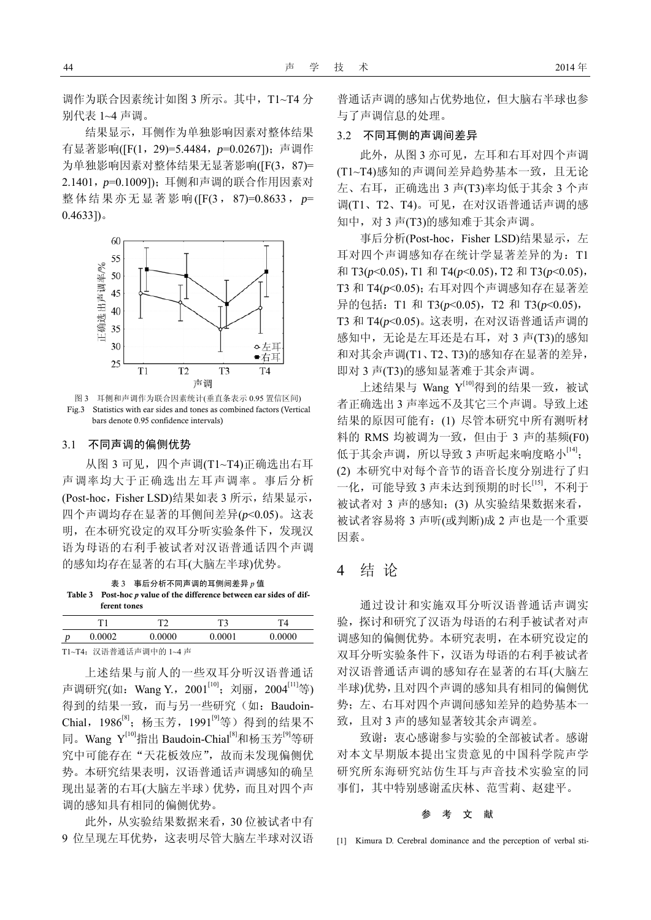调作为联合因素统计如图 3 所示。其中，T1~T4 分别代表 1~4 声调。

结果显示，耳侧作为单独影响因素对整体结果有显著影响([$F(1，29)=5.4484$，$p=0.0267$])；声调作为单独影响因素对整体结果无显著影响([$F(3，87)=2.1401$，$p=0.1009$])；耳侧和声调的联合作用因素对整体结果亦无显著影响([$F(3，87)=0.8633$，$p=0.4633$])。

60
55
50
45
40
35
30
25
正确选出声调率/%
T1
T2
T3
T4
声调
左耳
右耳

图 3 耳侧和声调作为联合因素统计(垂直条表示 0.95 置信区间)
Fig.3 Statistics with ear sides and tones as combined factors (Vertical bars denote 0.95 confidence intervals)

### 3.1 不同声调的偏侧优势

从图 3 可见，四个声调(T1~T4)正确选出右耳声调率均大于正确选出左耳声调率。事后分析(Post-hoc，Fisher LSD)结果如表 3 所示，结果显示，四个声调均存在显著的耳侧间差异($p<0.05$)。这表明，在本研究设定的双耳分听实验条件下，发现汉语为母语的右利手被试者对汉语普通话四个声调的感知均存在显著的右耳(大脑左半球)优势。

**表 3 事后分析不同声调的耳侧间差异 $p$ 值**
**Table 3 Post-hoc $p$ value of the difference between ear sides of different tones**

| | T1 | T2 | T3 | T4 |
|---|---|---|---|---|
| $p$ | 0.0002 | 0.0000 | 0.0001 | 0.0000 |

T1~T4：汉语普通话声调中的 1~4 声

上述结果与前人的一些双耳分听汉语普通话声调研究(如：Wang Y.，2001[10]；刘丽，2004[11]等)得到的结果一致，而与另一些研究（如：Baudoin-Chial，1986[8]；杨玉芳，1991[9]等）得到的结果不同。Wang Y[10]指出 Baudoin-Chial[8]和杨玉芳[9]等研究中可能存在“天花板效应”，故而未发现偏侧优势。本研究结果表明，汉语普通话声调感知的确呈现出显著的右耳(大脑左半球）优势，而且对四个声调的感知具有相同的偏侧优势。

此外，从实验结果数据来看，30 位被试者中有 9 位呈现左耳优势，这表明尽管大脑左半球对汉语普通话声调的感知占优势地位，但大脑右半球也参与了声调信息的处理。

### 3.2 不同耳侧的声调间差异

此外，从图 3 亦可见，左耳和右耳对四个声调(T1~T4)感知的声调间差异趋势基本一致，且无论左、右耳，正确选出 3 声(T3)率均低于其余 3 个声调(T1、T2、T4)。可见，在对汉语普通话声调的感知中，对 3 声(T3)的感知难于其余声调。

事后分析(Post-hoc，Fisher LSD)结果显示，左耳对四个声调感知存在统计学显著差异的为：T1 和 T3($p<0.05$)，T1 和 T4($p<0.05$)，T2 和 T3($p<0.05$)，T3 和 T4($p<0.05$)；右耳对四个声调感知存在显著差异的包括：T1 和 T3($p<0.05$)，T2 和 T3($p<0.05$)，T3 和 T4($p<0.05$)。这表明，在对汉语普通话声调的感知中，无论是左耳还是右耳，对 3 声(T3)的感知和对其余声调(T1、T2、T3)的感知存在显著的差异，即对 3 声(T3)的感知显著难于其余声调。

上述结果与 Wang Y[10]得到的结果一致，被试者正确选出 3 声率远不及其它三个声调。导致上述结果的原因可能有：(1) 尽管本研究中所有测听材料的 RMS 均被调为一致，但由于 3 声的基频(F0)低于其余声调，所以导致 3 声听起来响度略小[14]；(2) 本研究中对每个音节的语音长度分别进行了归一化，可能导致 3 声未达到预期的时长[15]，不利于被试者对 3 声的感知；(3) 从实验结果数据来看，被试者容易将 3 声听(或判断)成 2 声也是一个重要因素。

## 4 结 论

通过设计和实施双耳分听汉语普通话声调实验，探讨和研究了汉语为母语的右利手被试者对声调感知的偏侧优势。本研究表明，在本研究设定的双耳分听实验条件下，汉语为母语的右利手被试者对汉语普通话声调的感知存在显著的右耳(大脑左半球)优势，且对四个声调的感知具有相同的偏侧优势；左、右耳对四个声调间感知差异的趋势基本一致，且对 3 声的感知显著较其余声调差。

致谢：衷心感谢参与实验的全部被试者。感谢对本文早期版本提出宝贵意见的中国科学院声学研究所东海研究站仿生耳与声音技术实验室的同事们，其中特别感谢孟庆林、范雪莉、赵建平。

## 参 考 文 献

[1] Kimura D. Cerebral dominance and the perception of verbal sti-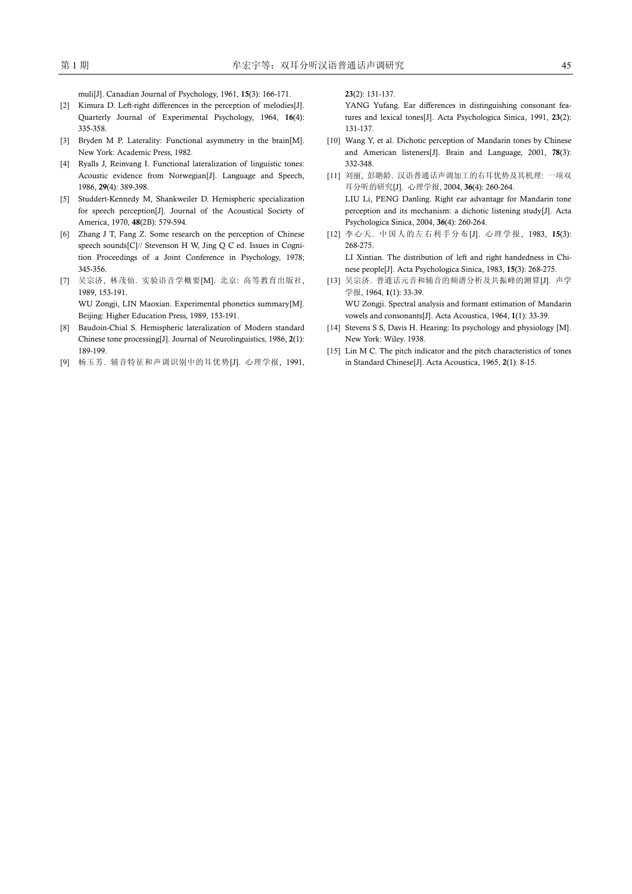muli[J]. Canadian Journal of Psychology, 1961, **15**(3): 166-171.

[2] Kimura D. Left-right differences in the perception of melodies[J]. Quarterly Journal of Experimental Psychology, 1964, **16**(4): 335-358.

[3] Bryden M P. Laterality: Functional asymmetry in the brain[M]. New York: Academic Press, 1982.

[4] Ryalls J, Reinvang I. Functional lateralization of linguistic tones: Acoustic evidence from Norwegian[J]. Language and Speech, 1986, **29**(4): 389-398.

[5] Studdert-Kennedy M, Shankweiler D. Hemispheric specialization for speech perception[J]. Journal of the Acoustical Society of America, 1970, **48**(2B): 579-594.

[6] Zhang J T, Fang Z. Some research on the perception of Chinese speech sounds[C]// Stevenson H W, Jing Q C ed. Issues in Cognition Proceedings of a Joint Conference in Psychology, 1978; 345-356.

[7] 吴宗济，林茂灿．实验语音学概要[M]．北京：高等教育出版社，1989, 153-191.
WU Zongji, LIN Maoxian. Experimental phonetics summary[M]. Beijing: Higher Education Press, 1989, 153-191.

[8] Baudoin-Chial S. Hemispheric lateralization of Modern standard Chinese tone processing[J]. Journal of Neurolinguistics, 1986, **2**(1): 189-199.

[9] 杨玉芳．辅音特征和声调识别中的耳优势[J]．心理学报，1991, **23**(2): 131-137.
YANG Yufang. Ear differences in distinguishing consonant features and lexical tones[J]. Acta Psychologica Sinica, 1991, **23**(2): 131-137.

[10] Wang Y, et al. Dichotic perception of Mandarin tones by Chinese and American listeners[J]. Brain and Language, 2001, **78**(3): 332-348.

[11] 刘丽，彭聃龄．汉语普通话声调加工的右耳优势及其机理：一项双耳分听的研究[J]．心理学报, 2004, **36**(4): 260-264.
LIU Li, PENG Danling. Right ear advantage for Mandarin tone perception and its mechanism: a dichotic listening study[J]. Acta Psychologica Sinica, 2004, **36**(4): 260-264.

[12] 李心天．中国人的左右利手分布[J]．心理学报，1983, **15**(3): 268-275.
LI Xintian. The distribution of left and right handedness in Chinese people[J]. Acta Psychologica Sinica, 1983, **15**(3): 268-275.

[13] 吴宗济．普通话元音和辅音的频谱分析及共振峰的测算[J]．声学学报, 1964, **1**(1): 33-39.
WU Zongji. Spectral analysis and formant estimation of Mandarin vowels and consonants[J]. Acta Acoustica, 1964, **1**(1): 33-39.

[14] Stevens S S, Davis H. Hearing: Its psychology and physiology [M]. New York: Wiley. 1938.

[15] Lin M C. The pitch indicator and the pitch characteristics of tones in Standard Chinese[J]. Acta Acoustica, 1965, **2**(1): 8-15.